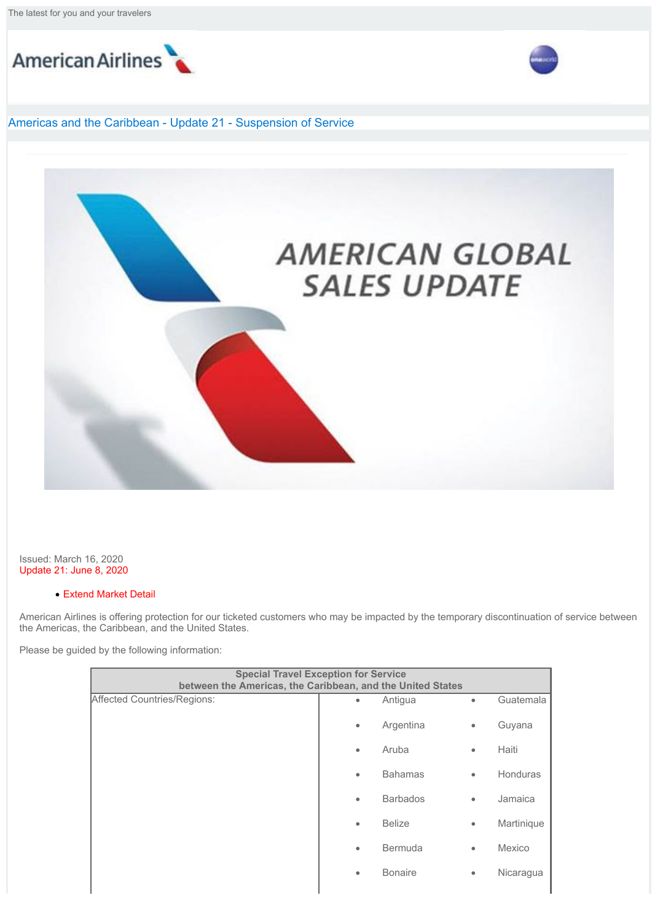The latest for you and your travelers

American Airlines

## Americas and the Caribbean - Update 21 - Suspension of Service

AMERICAN GLOBAL SALES UPDATE

Issued: March 16, 2020
Update 21: June 8, 2020

- Extend Market Detail

American Airlines is offering protection for our ticketed customers who may be impacted by the temporary discontinuation of service between the Americas, the Caribbean, and the United States.

Please be guided by the following information:

| Special Travel Exception for Service between the Americas, the Caribbean, and the United States | | |
|---|---|---|
| Affected Countries/Regions: | • Antigua | • Guatemala |
| | • Argentina | • Guyana |
| | • Aruba | • Haiti |
| | • Bahamas | • Honduras |
| | • Barbados | • Jamaica |
| | • Belize | • Martinique |
| | • Bermuda | • Mexico |
| | • Bonaire | • Nicaragua |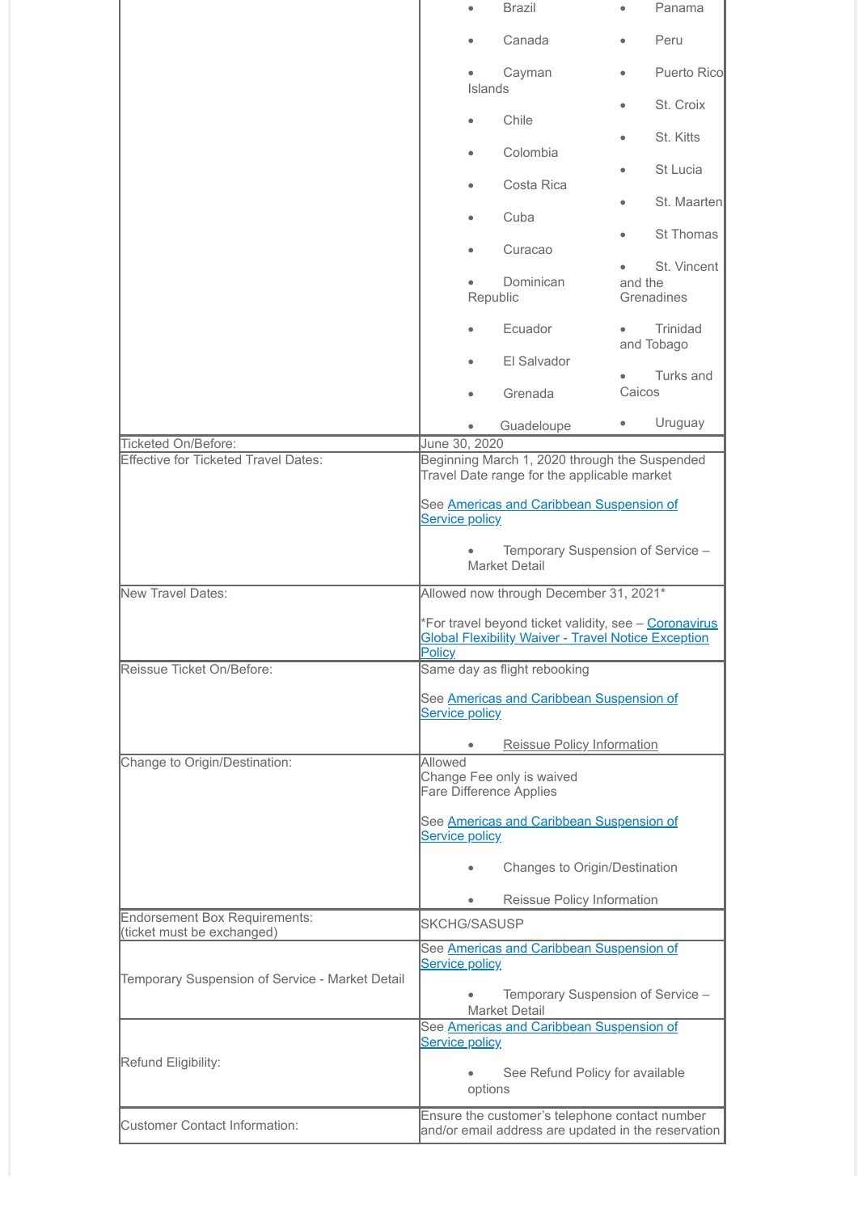| | |
|---|---|
| | • Brazil<br>• Canada<br>• Cayman Islands<br>• Chile<br>• Colombia<br>• Costa Rica<br>• Cuba<br>• Curacao<br>• Dominican Republic<br>• Ecuador<br>• El Salvador<br>• Grenada<br>• Guadeloupe<br>• Panama<br>• Peru<br>• Puerto Rico<br>• St. Croix<br>• St. Kitts<br>• St Lucia<br>• St. Maarten<br>• St Thomas<br>• St. Vincent and the Grenadines<br>• Trinidad and Tobago<br>• Turks and Caicos<br>• Uruguay |
| Ticketed On/Before: | June 30, 2020 |
| Effective for Ticketed Travel Dates: | Beginning March 1, 2020 through the Suspended Travel Date range for the applicable market<br><br>See Americas and Caribbean Suspension of Service policy<br><br>• Temporary Suspension of Service – Market Detail |
| New Travel Dates: | Allowed now through December 31, 2021*<br><br>*For travel beyond ticket validity, see – Coronavirus Global Flexibility Waiver - Travel Notice Exception Policy |
| Reissue Ticket On/Before: | Same day as flight rebooking<br><br>See Americas and Caribbean Suspension of Service policy<br><br>• Reissue Policy Information |
| Change to Origin/Destination: | Allowed<br>Change Fee only is waived<br>Fare Difference Applies<br><br>See Americas and Caribbean Suspension of Service policy<br><br>• Changes to Origin/Destination<br>• Reissue Policy Information |
| Endorsement Box Requirements:<br>(ticket must be exchanged) | SKCHG/SASUSP |
| Temporary Suspension of Service - Market Detail | See Americas and Caribbean Suspension of Service policy<br><br>• Temporary Suspension of Service – Market Detail |
| Refund Eligibility: | See Americas and Caribbean Suspension of Service policy<br><br>• See Refund Policy for available options |
| Customer Contact Information: | Ensure the customer's telephone contact number and/or email address are updated in the reservation |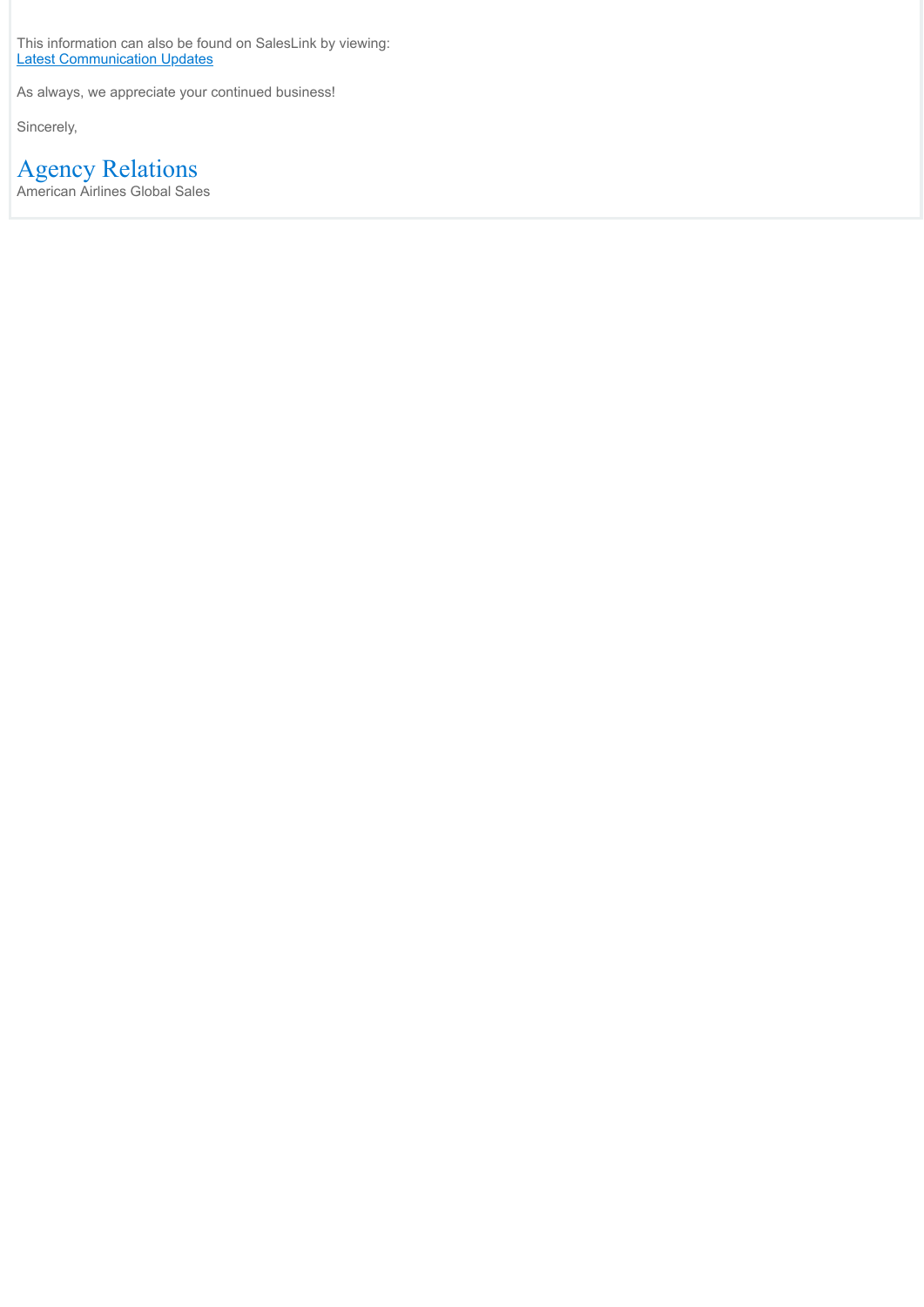This information can also be found on SalesLink by viewing:
[Latest Communication Updates]

As always, we appreciate your continued business!

Sincerely,

Agency Relations
American Airlines Global Sales